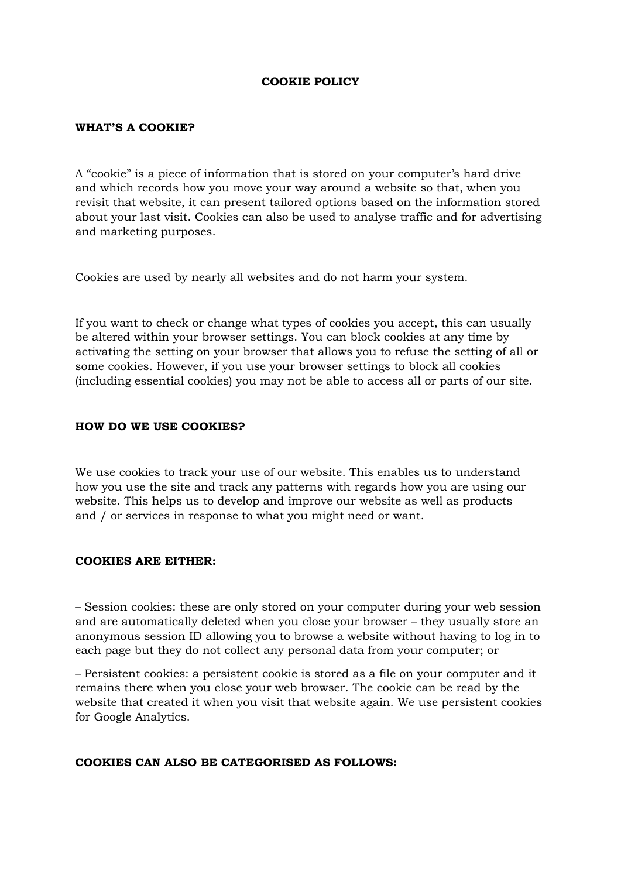# COOKIE POLICY

## WHAT'S A COOKIE?

A "cookie" is a piece of information that is stored on your computer's hard drive and which records how you move your way around a website so that, when you revisit that website, it can present tailored options based on the information stored about your last visit. Cookies can also be used to analyse traffic and for advertising and marketing purposes.

Cookies are used by nearly all websites and do not harm your system.

If you want to check or change what types of cookies you accept, this can usually be altered within your browser settings. You can block cookies at any time by activating the setting on your browser that allows you to refuse the setting of all or some cookies. However, if you use your browser settings to block all cookies (including essential cookies) you may not be able to access all or parts of our site.

## HOW DO WE USE COOKIES?

We use cookies to track your use of our website. This enables us to understand how you use the site and track any patterns with regards how you are using our website. This helps us to develop and improve our website as well as products and / or services in response to what you might need or want.

## COOKIES ARE EITHER:

– Session cookies: these are only stored on your computer during your web session and are automatically deleted when you close your browser – they usually store an anonymous session ID allowing you to browse a website without having to log in to each page but they do not collect any personal data from your computer; or

– Persistent cookies: a persistent cookie is stored as a file on your computer and it remains there when you close your web browser. The cookie can be read by the website that created it when you visit that website again. We use persistent cookies for Google Analytics.

## COOKIES CAN ALSO BE CATEGORISED AS FOLLOWS: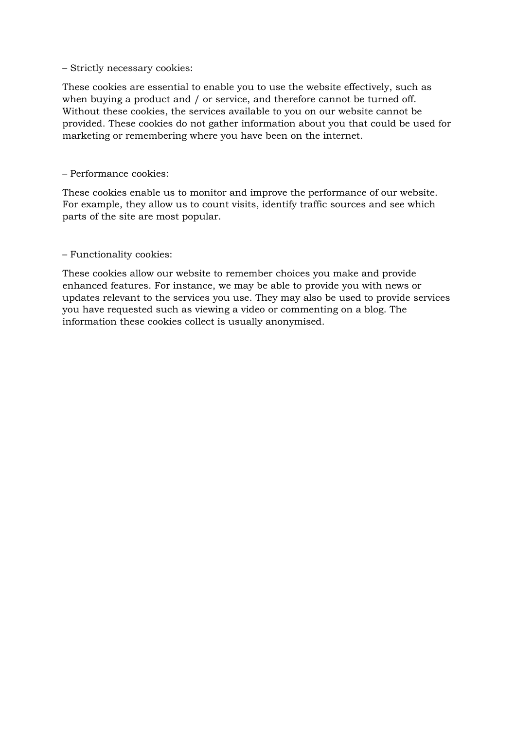– Strictly necessary cookies:

These cookies are essential to enable you to use the website effectively, such as when buying a product and / or service, and therefore cannot be turned off. Without these cookies, the services available to you on our website cannot be provided. These cookies do not gather information about you that could be used for marketing or remembering where you have been on the internet.

– Performance cookies:

These cookies enable us to monitor and improve the performance of our website. For example, they allow us to count visits, identify traffic sources and see which parts of the site are most popular.

– Functionality cookies:

These cookies allow our website to remember choices you make and provide enhanced features. For instance, we may be able to provide you with news or updates relevant to the services you use. They may also be used to provide services you have requested such as viewing a video or commenting on a blog. The information these cookies collect is usually anonymised.